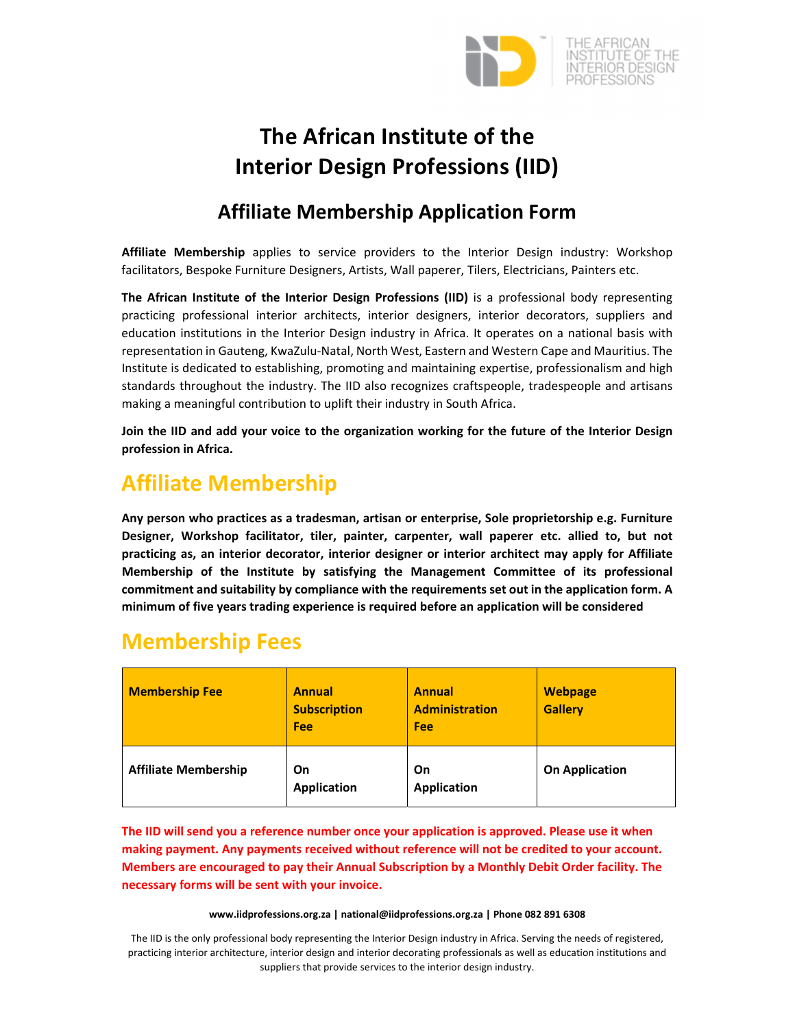# The African Institute of the Interior Design Professions (IID)

## Affiliate Membership Application Form

**Affiliate Membership** applies to service providers to the Interior Design industry: Workshop facilitators, Bespoke Furniture Designers, Artists, Wall paperer, Tilers, Electricians, Painters etc.

**The African Institute of the Interior Design Professions (IID)** is a professional body representing practicing professional interior architects, interior designers, interior decorators, suppliers and education institutions in the Interior Design industry in Africa. It operates on a national basis with representation in Gauteng, KwaZulu-Natal, North West, Eastern and Western Cape and Mauritius. The Institute is dedicated to establishing, promoting and maintaining expertise, professionalism and high standards throughout the industry. The IID also recognizes craftspeople, tradespeople and artisans making a meaningful contribution to uplift their industry in South Africa.

**Join the IID and add your voice to the organization working for the future of the Interior Design profession in Africa.**

## Affiliate Membership

**Any person who practices as a tradesman, artisan or enterprise, Sole proprietorship e.g. Furniture Designer, Workshop facilitator, tiler, painter, carpenter, wall paperer etc. allied to, but not practicing as, an interior decorator, interior designer or interior architect may apply for Affiliate Membership of the Institute by satisfying the Management Committee of its professional commitment and suitability by compliance with the requirements set out in the application form. A minimum of five years trading experience is required before an application will be considered**

## Membership Fees

| Membership Fee | Annual Subscription Fee | Annual Administration Fee | Webpage Gallery |
|---|---|---|---|
| Affiliate Membership | On Application | On Application | On Application |

**The IID will send you a reference number once your application is approved. Please use it when making payment. Any payments received without reference will not be credited to your account. Members are encouraged to pay their Annual Subscription by a Monthly Debit Order facility. The necessary forms will be sent with your invoice.**

**www.iidprofessions.org.za | national@iidprofessions.org.za | Phone 082 891 6308**

The IID is the only professional body representing the Interior Design industry in Africa. Serving the needs of registered, practicing interior architecture, interior design and interior decorating professionals as well as education institutions and suppliers that provide services to the interior design industry.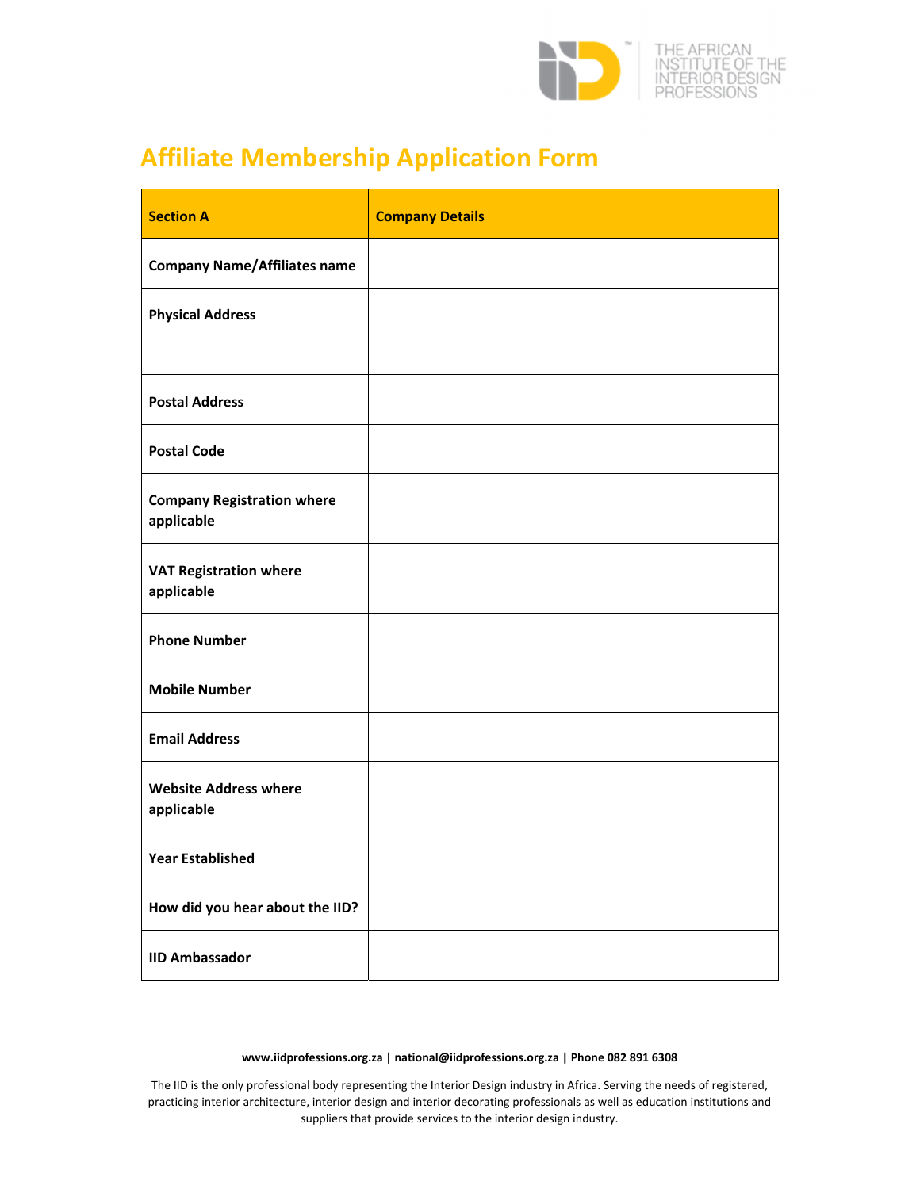# Affiliate Membership Application Form

| **Section A** | **Company Details** |
|---|---|
| **Company Name/Affiliates name** | |
| **Physical Address** | |
| **Postal Address** | |
| **Postal Code** | |
| **Company Registration where applicable** | |
| **VAT Registration where applicable** | |
| **Phone Number** | |
| **Mobile Number** | |
| **Email Address** | |
| **Website Address where applicable** | |
| **Year Established** | |
| **How did you hear about the IID?** | |
| **IID Ambassador** | |

**www.iidprofessions.org.za | national@iidprofessions.org.za | Phone 082 891 6308**

The IID is the only professional body representing the Interior Design industry in Africa. Serving the needs of registered, practicing interior architecture, interior design and interior decorating professionals as well as education institutions and suppliers that provide services to the interior design industry.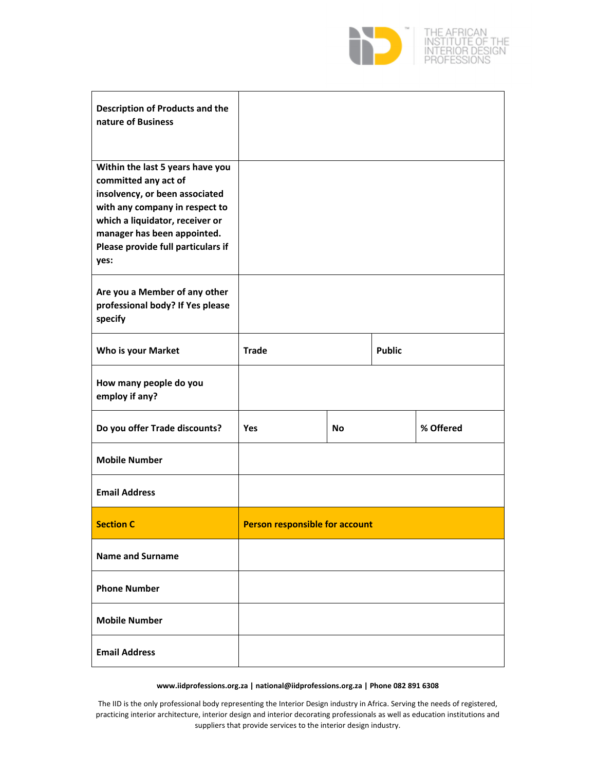| Description of Products and the nature of Business | | | |
|---|---|---|---|
| **Within the last 5 years have you committed any act of insolvency, or been associated with any company in respect to which a liquidator, receiver or manager has been appointed. Please provide full particulars if yes:** | | | |
| **Are you a Member of any other professional body? If Yes please specify** | | | |
| **Who is your Market** | **Trade** | | **Public** |
| **How many people do you employ if any?** | | | |
| **Do you offer Trade discounts?** | **Yes** | **No** | **% Offered** |
| **Mobile Number** | | | |
| **Email Address** | | | |
| **Section C** | **Person responsible for account** | | |
| **Name and Surname** | | | |
| **Phone Number** | | | |
| **Mobile Number** | | | |
| **Email Address** | | | |

**www.iidprofessions.org.za | national@iidprofessions.org.za | Phone 082 891 6308**

The IID is the only professional body representing the Interior Design industry in Africa. Serving the needs of registered, practicing interior architecture, interior design and interior decorating professionals as well as education institutions and suppliers that provide services to the interior design industry.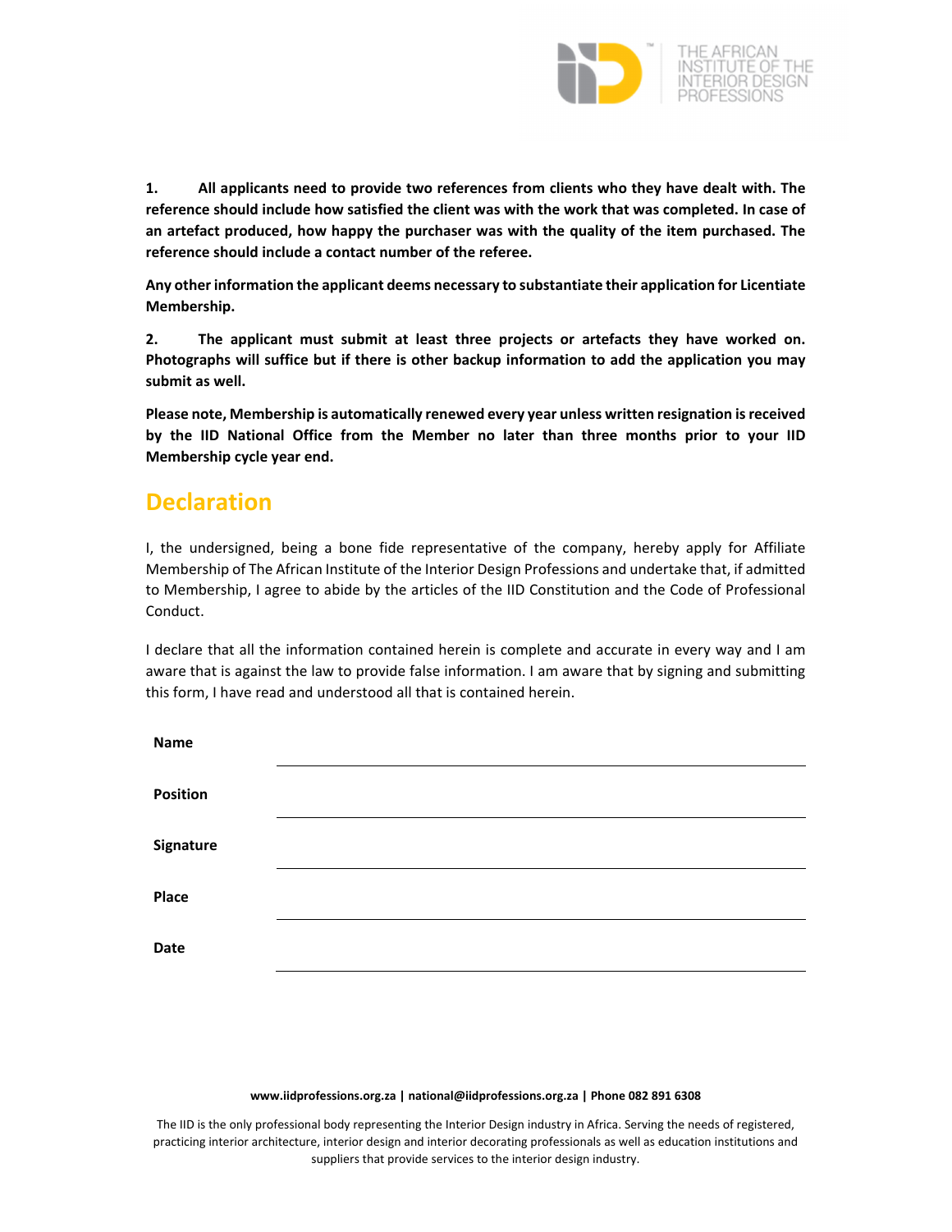**1. All applicants need to provide two references from clients who they have dealt with. The reference should include how satisfied the client was with the work that was completed. In case of an artefact produced, how happy the purchaser was with the quality of the item purchased. The reference should include a contact number of the referee.**

**Any other information the applicant deems necessary to substantiate their application for Licentiate Membership.**

**2. The applicant must submit at least three projects or artefacts they have worked on. Photographs will suffice but if there is other backup information to add the application you may submit as well.**

**Please note, Membership is automatically renewed every year unless written resignation is received by the IID National Office from the Member no later than three months prior to your IID Membership cycle year end.**

## Declaration

I, the undersigned, being a bone fide representative of the company, hereby apply for Affiliate Membership of The African Institute of the Interior Design Professions and undertake that, if admitted to Membership, I agree to abide by the articles of the IID Constitution and the Code of Professional Conduct.

I declare that all the information contained herein is complete and accurate in every way and I am aware that is against the law to provide false information. I am aware that by signing and submitting this form, I have read and understood all that is contained herein.

**Name** ____________________

**Position** ____________________

**Signature** ____________________

**Place** ____________________

**Date** ____________________

**www.iidprofessions.org.za | national@iidprofessions.org.za | Phone 082 891 6308**

The IID is the only professional body representing the Interior Design industry in Africa. Serving the needs of registered, practicing interior architecture, interior design and interior decorating professionals as well as education institutions and suppliers that provide services to the interior design industry.